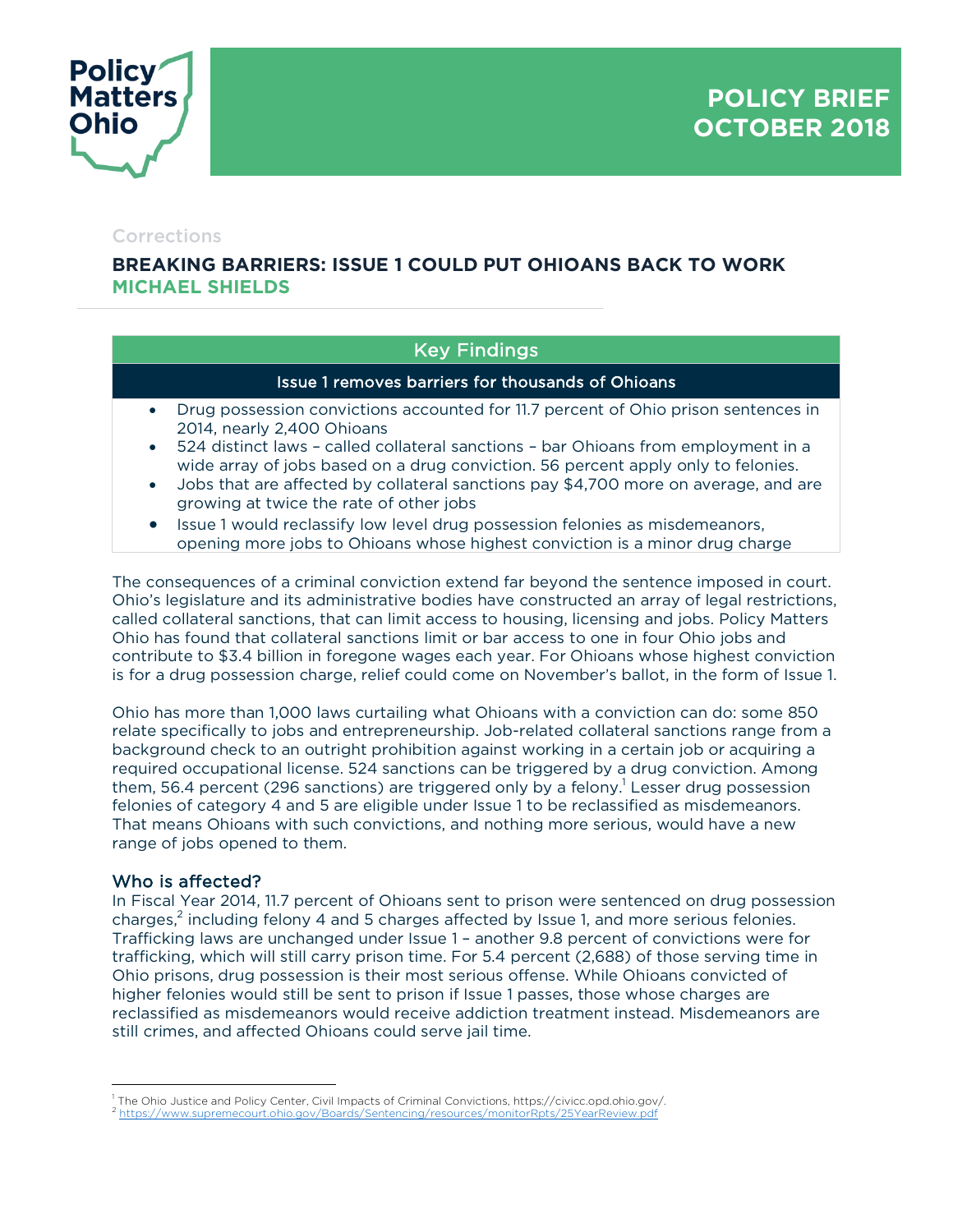Policy Matters Ohio

**POLICY BRIEF**
**OCTOBER 2018**

Corrections

# BREAKING BARRIERS: ISSUE 1 COULD PUT OHIOANS BACK TO WORK

**MICHAEL SHIELDS**

## Key Findings

### Issue 1 removes barriers for thousands of Ohioans

- Drug possession convictions accounted for 11.7 percent of Ohio prison sentences in 2014, nearly 2,400 Ohioans
- 524 distinct laws – called collateral sanctions – bar Ohioans from employment in a wide array of jobs based on a drug conviction. 56 percent apply only to felonies.
- Jobs that are affected by collateral sanctions pay $4,700 more on average, and are growing at twice the rate of other jobs
- Issue 1 would reclassify low level drug possession felonies as misdemeanors, opening more jobs to Ohioans whose highest conviction is a minor drug charge

The consequences of a criminal conviction extend far beyond the sentence imposed in court. Ohio's legislature and its administrative bodies have constructed an array of legal restrictions, called collateral sanctions, that can limit access to housing, licensing and jobs. Policy Matters Ohio has found that collateral sanctions limit or bar access to one in four Ohio jobs and contribute to $3.4 billion in foregone wages each year. For Ohioans whose highest conviction is for a drug possession charge, relief could come on November's ballot, in the form of Issue 1.

Ohio has more than 1,000 laws curtailing what Ohioans with a conviction can do: some 850 relate specifically to jobs and entrepreneurship. Job-related collateral sanctions range from a background check to an outright prohibition against working in a certain job or acquiring a required occupational license. 524 sanctions can be triggered by a drug conviction. Among them, 56.4 percent (296 sanctions) are triggered only by a felony.[1] Lesser drug possession felonies of category 4 and 5 are eligible under Issue 1 to be reclassified as misdemeanors. That means Ohioans with such convictions, and nothing more serious, would have a new range of jobs opened to them.

## Who is affected?

In Fiscal Year 2014, 11.7 percent of Ohioans sent to prison were sentenced on drug possession charges,[2] including felony 4 and 5 charges affected by Issue 1, and more serious felonies. Trafficking laws are unchanged under Issue 1 – another 9.8 percent of convictions were for trafficking, which will still carry prison time. For 5.4 percent (2,688) of those serving time in Ohio prisons, drug possession is their most serious offense. While Ohioans convicted of higher felonies would still be sent to prison if Issue 1 passes, those whose charges are reclassified as misdemeanors would receive addiction treatment instead. Misdemeanors are still crimes, and affected Ohioans could serve jail time.

---

[1] The Ohio Justice and Policy Center, Civil Impacts of Criminal Convictions, https://civicc.opd.ohio.gov/.
[2] https://www.supremecourt.ohio.gov/Boards/Sentencing/resources/monitorRpts/25YearReview.pdf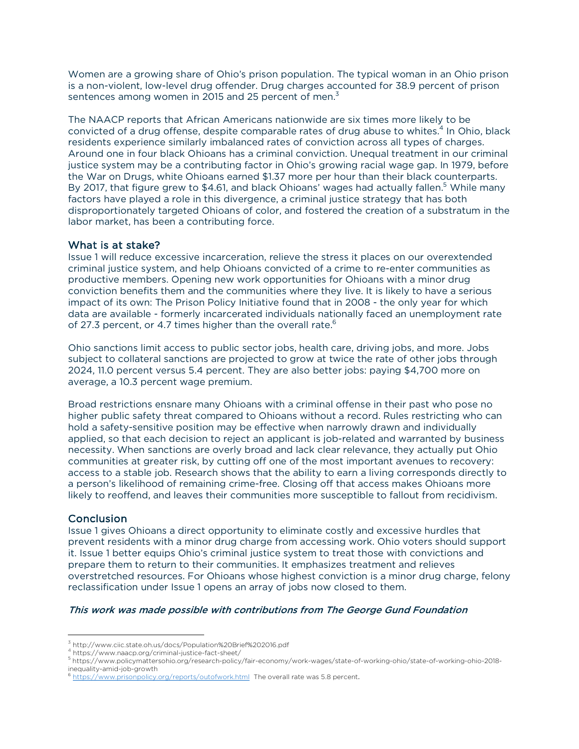Women are a growing share of Ohio's prison population. The typical woman in an Ohio prison is a non-violent, low-level drug offender. Drug charges accounted for 38.9 percent of prison sentences among women in 2015 and 25 percent of men.[3]

The NAACP reports that African Americans nationwide are six times more likely to be convicted of a drug offense, despite comparable rates of drug abuse to whites.[4] In Ohio, black residents experience similarly imbalanced rates of conviction across all types of charges. Around one in four black Ohioans has a criminal conviction. Unequal treatment in our criminal justice system may be a contributing factor in Ohio's growing racial wage gap. In 1979, before the War on Drugs, white Ohioans earned $1.37 more per hour than their black counterparts. By 2017, that figure grew to $4.61, and black Ohioans' wages had actually fallen.[5] While many factors have played a role in this divergence, a criminal justice strategy that has both disproportionately targeted Ohioans of color, and fostered the creation of a substratum in the labor market, has been a contributing force.

## What is at stake?

Issue 1 will reduce excessive incarceration, relieve the stress it places on our overextended criminal justice system, and help Ohioans convicted of a crime to re-enter communities as productive members. Opening new work opportunities for Ohioans with a minor drug conviction benefits them and the communities where they live. It is likely to have a serious impact of its own: The Prison Policy Initiative found that in 2008 - the only year for which data are available - formerly incarcerated individuals nationally faced an unemployment rate of 27.3 percent, or 4.7 times higher than the overall rate.[6]

Ohio sanctions limit access to public sector jobs, health care, driving jobs, and more. Jobs subject to collateral sanctions are projected to grow at twice the rate of other jobs through 2024, 11.0 percent versus 5.4 percent. They are also better jobs: paying $4,700 more on average, a 10.3 percent wage premium.

Broad restrictions ensnare many Ohioans with a criminal offense in their past who pose no higher public safety threat compared to Ohioans without a record. Rules restricting who can hold a safety-sensitive position may be effective when narrowly drawn and individually applied, so that each decision to reject an applicant is job-related and warranted by business necessity. When sanctions are overly broad and lack clear relevance, they actually put Ohio communities at greater risk, by cutting off one of the most important avenues to recovery: access to a stable job. Research shows that the ability to earn a living corresponds directly to a person's likelihood of remaining crime-free. Closing off that access makes Ohioans more likely to reoffend, and leaves their communities more susceptible to fallout from recidivism.

## Conclusion

Issue 1 gives Ohioans a direct opportunity to eliminate costly and excessive hurdles that prevent residents with a minor drug charge from accessing work. Ohio voters should support it. Issue 1 better equips Ohio's criminal justice system to treat those with convictions and prepare them to return to their communities. It emphasizes treatment and relieves overstretched resources. For Ohioans whose highest conviction is a minor drug charge, felony reclassification under Issue 1 opens an array of jobs now closed to them.

***This work was made possible with contributions from The George Gund Foundation***

---

[3] http://www.ciic.state.oh.us/docs/Population%20Brief%202016.pdf

[4] https://www.naacp.org/criminal-justice-fact-sheet/

[5] https://www.policymattersohio.org/research-policy/fair-economy/work-wages/state-of-working-ohio/state-of-working-ohio-2018-inequality-amid-job-growth

[6] https://www.prisonpolicy.org/reports/outofwork.html The overall rate was 5.8 percent.